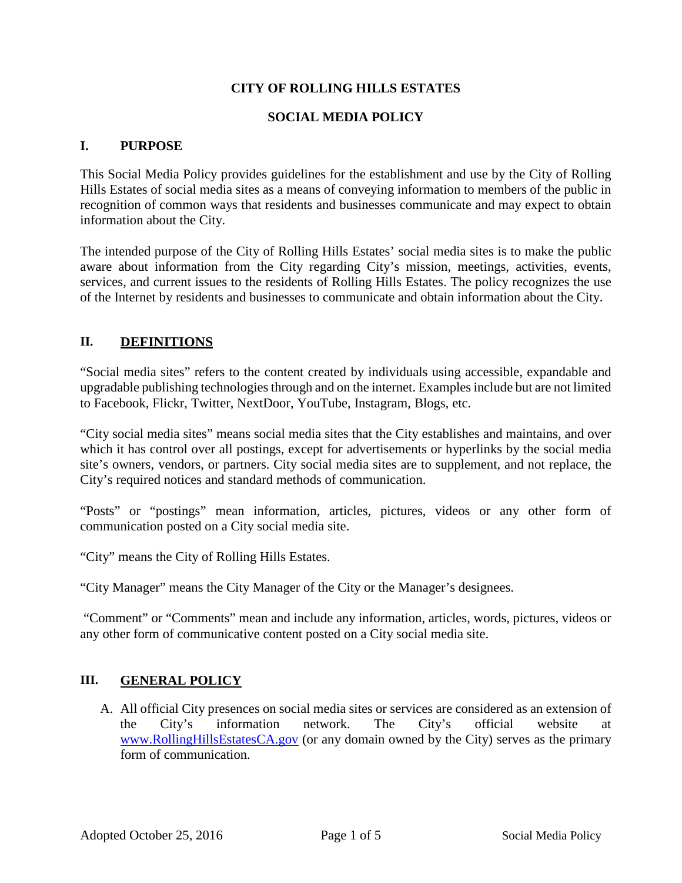# CITY OF ROLLING HILLS ESTATES

## SOCIAL MEDIA POLICY

## I. PURPOSE

This Social Media Policy provides guidelines for the establishment and use by the City of Rolling Hills Estates of social media sites as a means of conveying information to members of the public in recognition of common ways that residents and businesses communicate and may expect to obtain information about the City.

The intended purpose of the City of Rolling Hills Estates' social media sites is to make the public aware about information from the City regarding City's mission, meetings, activities, events, services, and current issues to the residents of Rolling Hills Estates. The policy recognizes the use of the Internet by residents and businesses to communicate and obtain information about the City.

## II. DEFINITIONS

"Social media sites" refers to the content created by individuals using accessible, expandable and upgradable publishing technologies through and on the internet. Examples include but are not limited to Facebook, Flickr, Twitter, NextDoor, YouTube, Instagram, Blogs, etc.

"City social media sites" means social media sites that the City establishes and maintains, and over which it has control over all postings, except for advertisements or hyperlinks by the social media site's owners, vendors, or partners. City social media sites are to supplement, and not replace, the City's required notices and standard methods of communication.

"Posts" or "postings" mean information, articles, pictures, videos or any other form of communication posted on a City social media site.

"City" means the City of Rolling Hills Estates.

"City Manager" means the City Manager of the City or the Manager's designees.

"Comment" or "Comments" mean and include any information, articles, words, pictures, videos or any other form of communicative content posted on a City social media site.

## III. GENERAL POLICY

A. All official City presences on social media sites or services are considered as an extension of the City's information network. The City's official website at [www.RollingHillsEstatesCA.gov](http://www.RollingHillsEstatesCA.gov) (or any domain owned by the City) serves as the primary form of communication.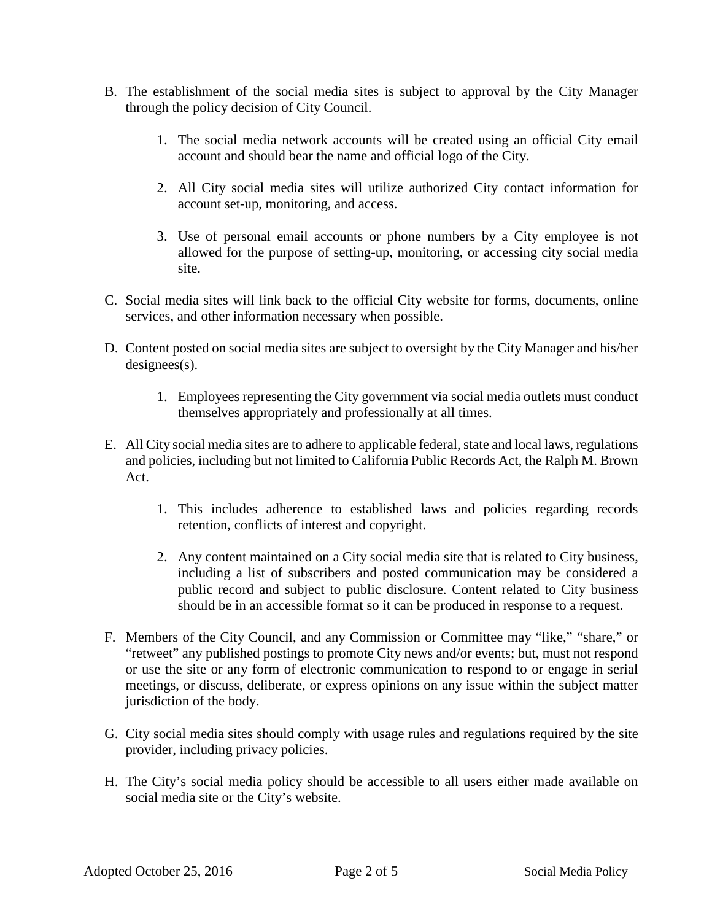B. The establishment of the social media sites is subject to approval by the City Manager through the policy decision of City Council.

   1. The social media network accounts will be created using an official City email account and should bear the name and official logo of the City.

   2. All City social media sites will utilize authorized City contact information for account set-up, monitoring, and access.

   3. Use of personal email accounts or phone numbers by a City employee is not allowed for the purpose of setting-up, monitoring, or accessing city social media site.

C. Social media sites will link back to the official City website for forms, documents, online services, and other information necessary when possible.

D. Content posted on social media sites are subject to oversight by the City Manager and his/her designees(s).

   1. Employees representing the City government via social media outlets must conduct themselves appropriately and professionally at all times.

E. All City social media sites are to adhere to applicable federal, state and local laws, regulations and policies, including but not limited to California Public Records Act, the Ralph M. Brown Act.

   1. This includes adherence to established laws and policies regarding records retention, conflicts of interest and copyright.

   2. Any content maintained on a City social media site that is related to City business, including a list of subscribers and posted communication may be considered a public record and subject to public disclosure. Content related to City business should be in an accessible format so it can be produced in response to a request.

F. Members of the City Council, and any Commission or Committee may "like," "share," or "retweet" any published postings to promote City news and/or events; but, must not respond or use the site or any form of electronic communication to respond to or engage in serial meetings, or discuss, deliberate, or express opinions on any issue within the subject matter jurisdiction of the body.

G. City social media sites should comply with usage rules and regulations required by the site provider, including privacy policies.

H. The City's social media policy should be accessible to all users either made available on social media site or the City's website.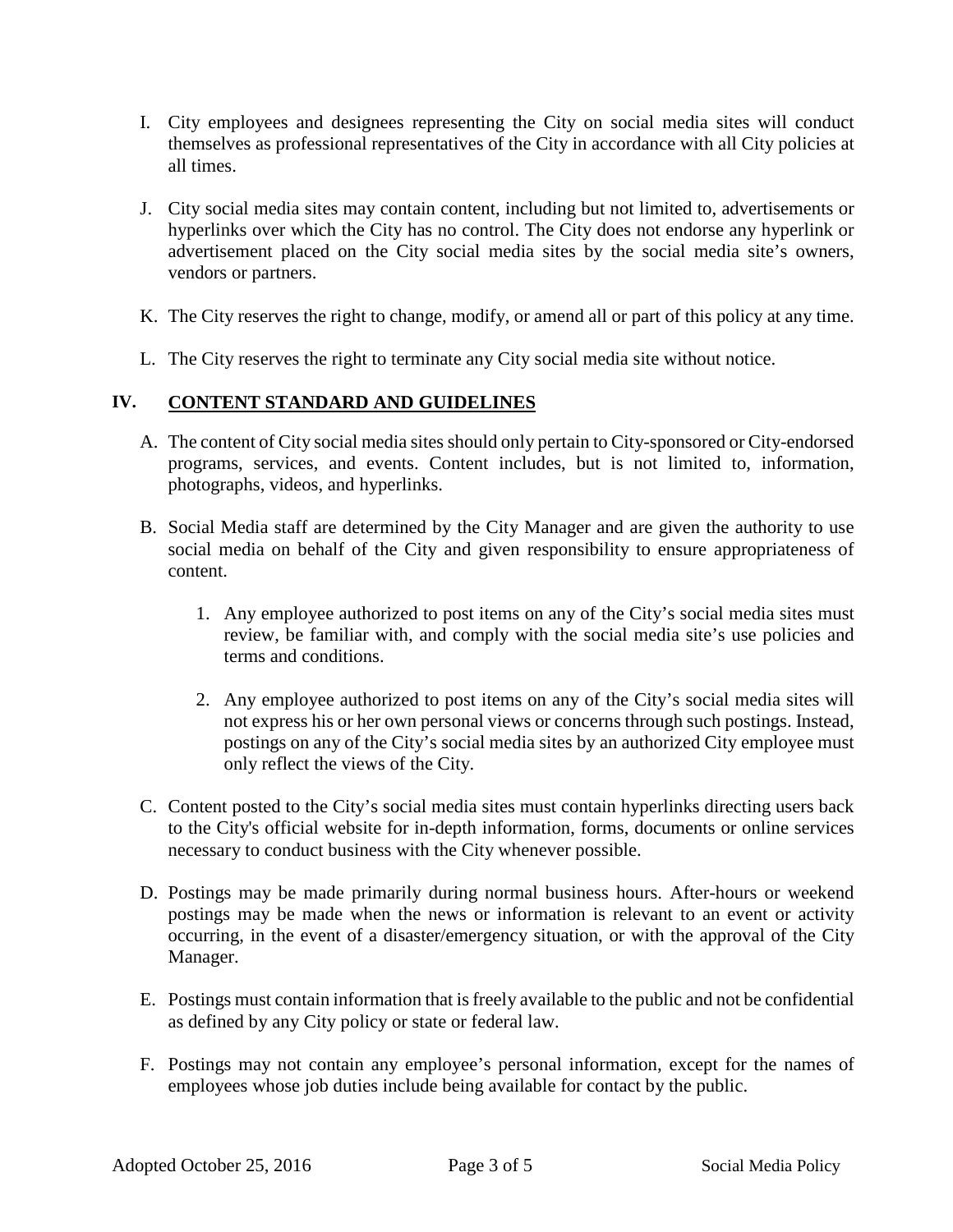I. City employees and designees representing the City on social media sites will conduct themselves as professional representatives of the City in accordance with all City policies at all times.

J. City social media sites may contain content, including but not limited to, advertisements or hyperlinks over which the City has no control. The City does not endorse any hyperlink or advertisement placed on the City social media sites by the social media site's owners, vendors or partners.

K. The City reserves the right to change, modify, or amend all or part of this policy at any time.

L. The City reserves the right to terminate any City social media site without notice.

## IV. CONTENT STANDARD AND GUIDELINES

A. The content of City social media sites should only pertain to City-sponsored or City-endorsed programs, services, and events. Content includes, but is not limited to, information, photographs, videos, and hyperlinks.

B. Social Media staff are determined by the City Manager and are given the authority to use social media on behalf of the City and given responsibility to ensure appropriateness of content.

   1. Any employee authorized to post items on any of the City's social media sites must review, be familiar with, and comply with the social media site's use policies and terms and conditions.

   2. Any employee authorized to post items on any of the City's social media sites will not express his or her own personal views or concerns through such postings. Instead, postings on any of the City's social media sites by an authorized City employee must only reflect the views of the City.

C. Content posted to the City's social media sites must contain hyperlinks directing users back to the City's official website for in-depth information, forms, documents or online services necessary to conduct business with the City whenever possible.

D. Postings may be made primarily during normal business hours. After-hours or weekend postings may be made when the news or information is relevant to an event or activity occurring, in the event of a disaster/emergency situation, or with the approval of the City Manager.

E. Postings must contain information that is freely available to the public and not be confidential as defined by any City policy or state or federal law.

F. Postings may not contain any employee's personal information, except for the names of employees whose job duties include being available for contact by the public.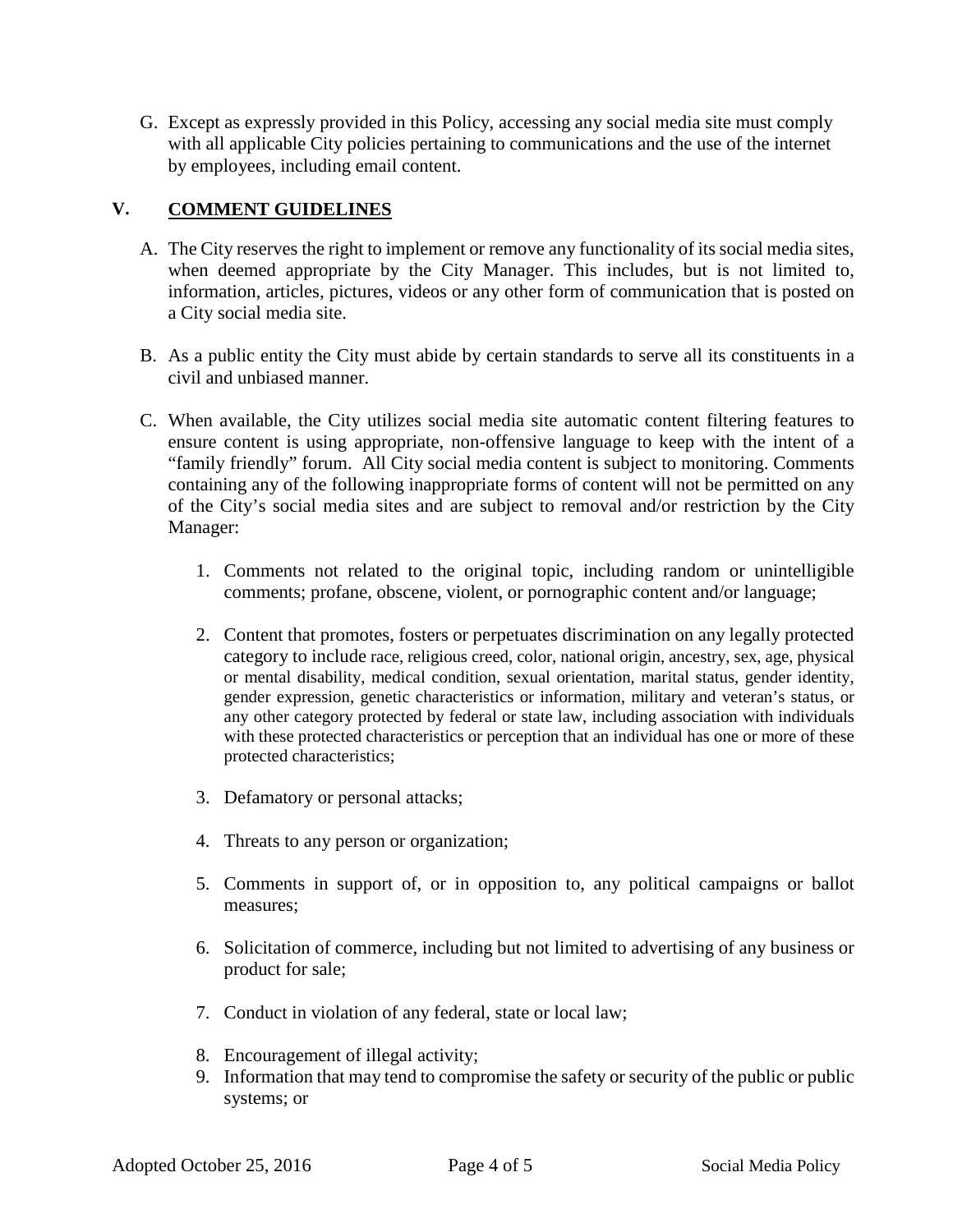G. Except as expressly provided in this Policy, accessing any social media site must comply with all applicable City policies pertaining to communications and the use of the internet by employees, including email content.

## V. COMMENT GUIDELINES

A. The City reserves the right to implement or remove any functionality of its social media sites, when deemed appropriate by the City Manager. This includes, but is not limited to, information, articles, pictures, videos or any other form of communication that is posted on a City social media site.

B. As a public entity the City must abide by certain standards to serve all its constituents in a civil and unbiased manner.

C. When available, the City utilizes social media site automatic content filtering features to ensure content is using appropriate, non-offensive language to keep with the intent of a "family friendly" forum. All City social media content is subject to monitoring. Comments containing any of the following inappropriate forms of content will not be permitted on any of the City's social media sites and are subject to removal and/or restriction by the City Manager:

1. Comments not related to the original topic, including random or unintelligible comments; profane, obscene, violent, or pornographic content and/or language;

2. Content that promotes, fosters or perpetuates discrimination on any legally protected category to include race, religious creed, color, national origin, ancestry, sex, age, physical or mental disability, medical condition, sexual orientation, marital status, gender identity, gender expression, genetic characteristics or information, military and veteran's status, or any other category protected by federal or state law, including association with individuals with these protected characteristics or perception that an individual has one or more of these protected characteristics;

3. Defamatory or personal attacks;

4. Threats to any person or organization;

5. Comments in support of, or in opposition to, any political campaigns or ballot measures;

6. Solicitation of commerce, including but not limited to advertising of any business or product for sale;

7. Conduct in violation of any federal, state or local law;

8. Encouragement of illegal activity;

9. Information that may tend to compromise the safety or security of the public or public systems; or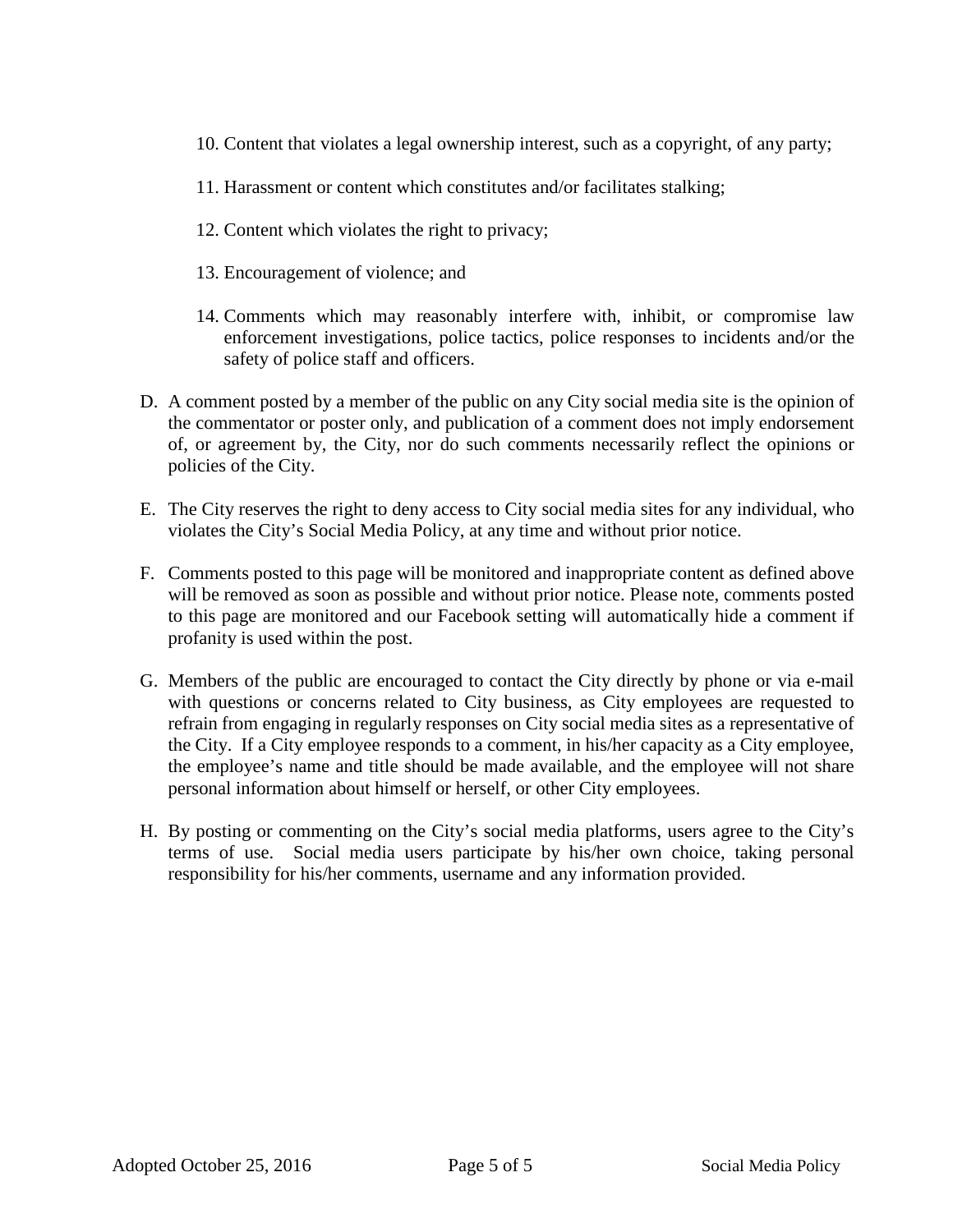10. Content that violates a legal ownership interest, such as a copyright, of any party;

11. Harassment or content which constitutes and/or facilitates stalking;

12. Content which violates the right to privacy;

13. Encouragement of violence; and

14. Comments which may reasonably interfere with, inhibit, or compromise law enforcement investigations, police tactics, police responses to incidents and/or the safety of police staff and officers.

D. A comment posted by a member of the public on any City social media site is the opinion of the commentator or poster only, and publication of a comment does not imply endorsement of, or agreement by, the City, nor do such comments necessarily reflect the opinions or policies of the City.

E. The City reserves the right to deny access to City social media sites for any individual, who violates the City's Social Media Policy, at any time and without prior notice.

F. Comments posted to this page will be monitored and inappropriate content as defined above will be removed as soon as possible and without prior notice. Please note, comments posted to this page are monitored and our Facebook setting will automatically hide a comment if profanity is used within the post.

G. Members of the public are encouraged to contact the City directly by phone or via e-mail with questions or concerns related to City business, as City employees are requested to refrain from engaging in regularly responses on City social media sites as a representative of the City. If a City employee responds to a comment, in his/her capacity as a City employee, the employee's name and title should be made available, and the employee will not share personal information about himself or herself, or other City employees.

H. By posting or commenting on the City's social media platforms, users agree to the City's terms of use. Social media users participate by his/her own choice, taking personal responsibility for his/her comments, username and any information provided.